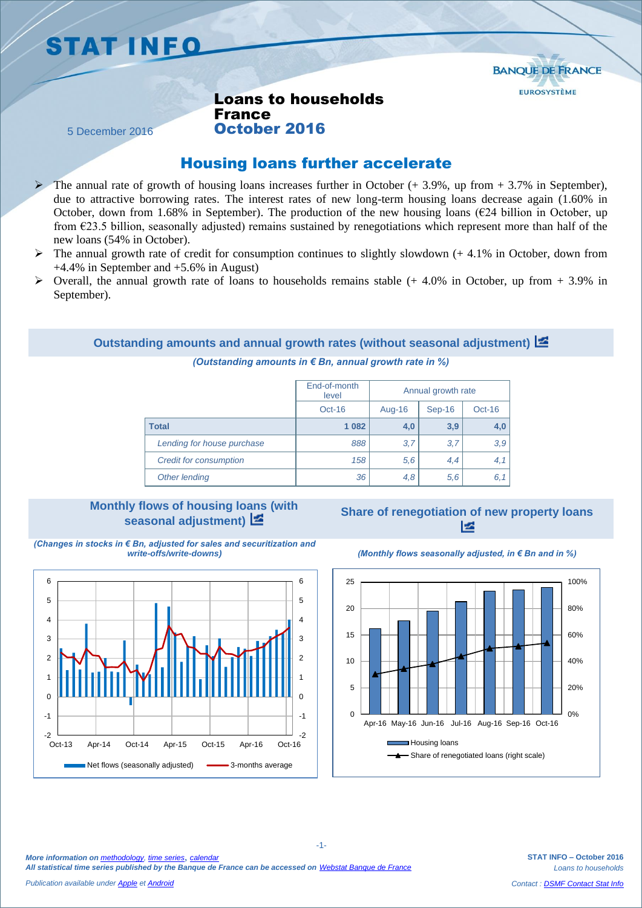# STAT INFO

BANQUE DE FRANCE
EUROSYSTÈME

5 December 2016

## Loans to households France October 2016

## Housing loans further accelerate

- The annual rate of growth of housing loans increases further in October (+ 3.9%, up from + 3.7% in September), due to attractive borrowing rates. The interest rates of new long-term housing loans decrease again (1.60% in October, down from 1.68% in September). The production of the new housing loans (€24 billion in October, up from €23.5 billion, seasonally adjusted) remains sustained by renegotiations which represent more than half of the new loans (54% in October).
- The annual growth rate of credit for consumption continues to slightly slowdown (+ 4.1% in October, down from +4.4% in September and +5.6% in August)
- Overall, the annual growth rate of loans to households remains stable (+ 4.0% in October, up from + 3.9% in September).

### Outstanding amounts and annual growth rates (without seasonal adjustment)

*(Outstanding amounts in € Bn, annual growth rate in %)*

| | End-of-month level | Annual growth rate | | |
|---|---|---|---|---|
| | Oct-16 | Aug-16 | Sep-16 | Oct-16 |
| **Total** | **1 082** | **4,0** | **3,9** | **4,0** |
| *Lending for house purchase* | *888* | *3,7* | *3,7* | *3,9* |
| *Credit for consumption* | *158* | *5,6* | *4,4* | *4,1* |
| *Other lending* | *36* | *4,8* | *5,6* | *6,1* |

### Monthly flows of housing loans (with seasonal adjustment)

*(Changes in stocks in € Bn, adjusted for sales and securitization and write-offs/write-downs)*

### Share of renegotiation of new property loans

*(Monthly flows seasonally adjusted, in € Bn and in %)*

*More information on methodology, time series, calendar*
*All statistical time series published by the Banque de France can be accessed on Webstat Banque de France*

*Publication available under Apple et Android*

**STAT INFO – October 2016**
*Loans to households*

*Contact : DSMF Contact Stat Info*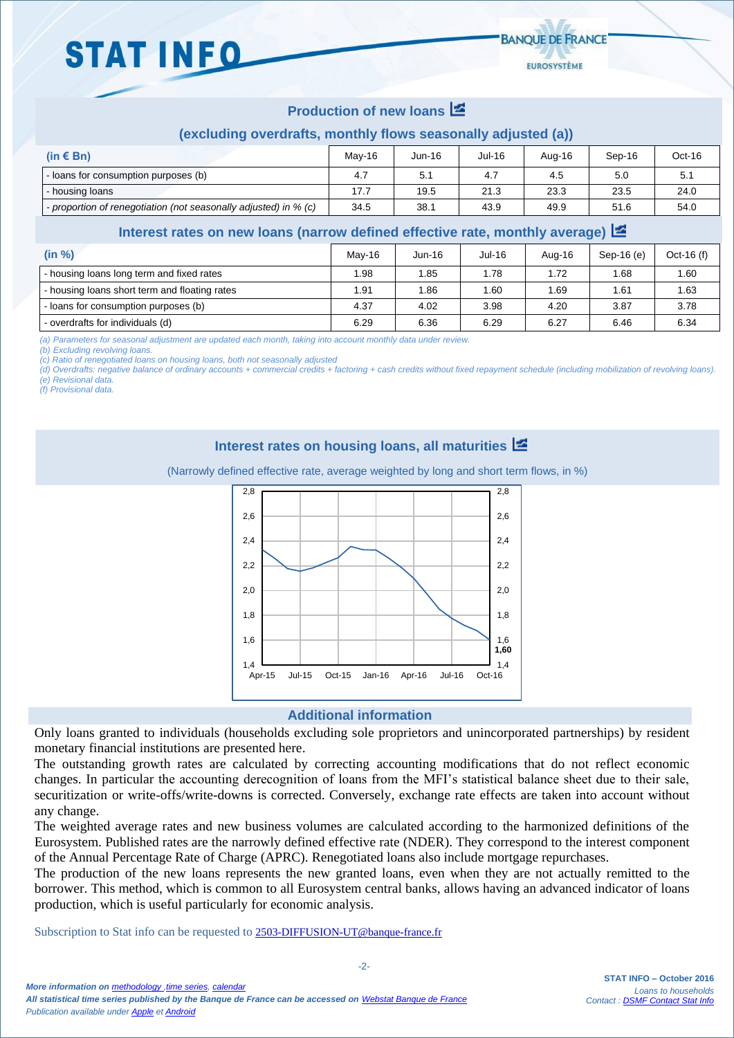# STAT INFO

## Production of new loans

### (excluding overdrafts, monthly flows seasonally adjusted (a))

| (in € Bn) | May-16 | Jun-16 | Jul-16 | Aug-16 | Sep-16 | Oct-16 |
|---|---|---|---|---|---|---|
| - loans for consumption purposes (b) | 4.7 | 5.1 | 4.7 | 4.5 | 5.0 | 5.1 |
| - housing loans | 17.7 | 19.5 | 21.3 | 23.3 | 23.5 | 24.0 |
| *- proportion of renegotiation (not seasonally adjusted) in % (c)* | 34.5 | 38.1 | 43.9 | 49.9 | 51.6 | 54.0 |

### Interest rates on new loans (narrow defined effective rate, monthly average)

| (in %) | May-16 | Jun-16 | Jul-16 | Aug-16 | Sep-16 (e) | Oct-16 (f) |
|---|---|---|---|---|---|---|
| - housing loans long term and fixed rates | 1.98 | 1.85 | 1.78 | 1.72 | 1.68 | 1.60 |
| - housing loans short term and floating rates | 1.91 | 1.86 | 1.60 | 1.69 | 1.61 | 1.63 |
| - loans for consumption purposes (b) | 4.37 | 4.02 | 3.98 | 4.20 | 3.87 | 3.78 |
| - overdrafts for individuals (d) | 6.29 | 6.36 | 6.29 | 6.27 | 6.46 | 6.34 |

*(a) Parameters for seasonal adjustment are updated each month, taking into account monthly data under review.*
*(b) Excluding revolving loans.*
*(c) Ratio of renegotiated loans on housing loans, both not seasonally adjusted*
*(d) Overdrafts: negative balance of ordinary accounts + commercial credits + factoring + cash credits without fixed repayment schedule (including mobilization of revolving loans).*
*(e) Revisional data.*
*(f) Provisional data.*

## Interest rates on housing loans, all maturities

(Narrowly defined effective rate, average weighted by long and short term flows, in %)

2,8
2,6
2,4
2,2
2,0
1,8
1,6
1,60
1,4
Apr-15 Jul-15 Oct-15 Jan-16 Apr-16 Jul-16 Oct-16

## Additional information

Only loans granted to individuals (households excluding sole proprietors and unincorporated partnerships) by resident monetary financial institutions are presented here.

The outstanding growth rates are calculated by correcting accounting modifications that do not reflect economic changes. In particular the accounting derecognition of loans from the MFI's statistical balance sheet due to their sale, securitization or write-offs/write-downs is corrected. Conversely, exchange rate effects are taken into account without any change.

The weighted average rates and new business volumes are calculated according to the harmonized definitions of the Eurosystem. Published rates are the narrowly defined effective rate (NDER). They correspond to the interest component of the Annual Percentage Rate of Charge (APRC). Renegotiated loans also include mortgage repurchases.

The production of the new loans represents the new granted loans, even when they are not actually remitted to the borrower. This method, which is common to all Eurosystem central banks, allows having an advanced indicator of loans production, which is useful particularly for economic analysis.

Subscription to Stat info can be requested to 2503-DIFFUSION-UT@banque-france.fr

*More information on methodology , time series, calendar*
***All statistical time series published by the Banque de France can be accessed on Webstat Banque de France***
*Publication available under Apple et Android*

**STAT INFO – October 2016**
*Loans to households*
*Contact : DSMF Contact Stat Info*